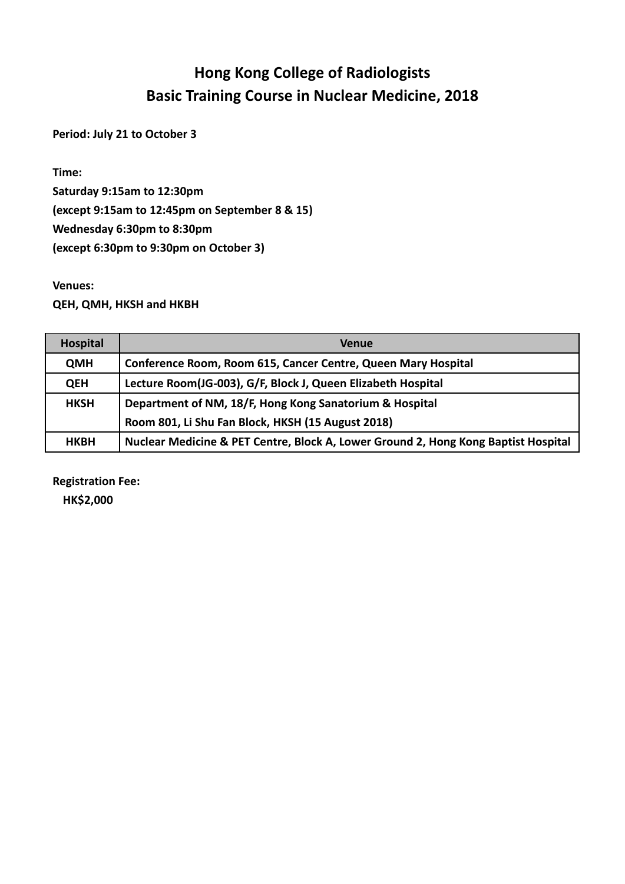# Hong Kong College of Radiologists
# Basic Training Course in Nuclear Medicine, 2018

**Period: July 21 to October 3**

**Time:**
**Saturday 9:15am to 12:30pm**
**(except 9:15am to 12:45pm on September 8 & 15)**
**Wednesday 6:30pm to 8:30pm**
**(except 6:30pm to 9:30pm on October 3)**

**Venues:**
**QEH, QMH, HKSH and HKBH**

| Hospital | Venue |
|---|---|
| **QMH** | **Conference Room, Room 615, Cancer Centre, Queen Mary Hospital** |
| **QEH** | **Lecture Room(JG-003), G/F, Block J, Queen Elizabeth Hospital** |
| **HKSH** | **Department of NM, 18/F, Hong Kong Sanatorium & Hospital**<br>**Room 801, Li Shu Fan Block, HKSH (15 August 2018)** |
| **HKBH** | **Nuclear Medicine & PET Centre, Block A, Lower Ground 2, Hong Kong Baptist Hospital** |

**Registration Fee:**
**HK$2,000**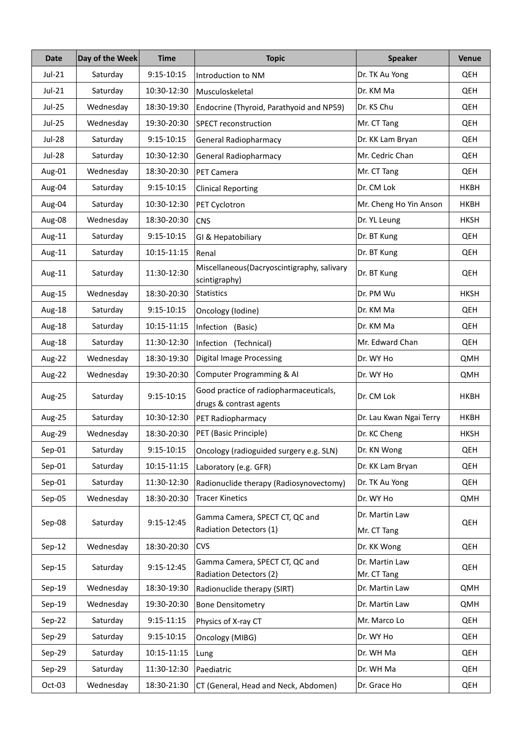| Date | Day of the Week | Time | Topic | Speaker | Venue |
|---|---|---|---|---|---|
| Jul-21 | Saturday | 9:15-10:15 | Introduction to NM | Dr. TK Au Yong | QEH |
| Jul-21 | Saturday | 10:30-12:30 | Musculoskeletal | Dr. KM Ma | QEH |
| Jul-25 | Wednesday | 18:30-19:30 | Endocrine (Thyroid, Parathyoid and NP59) | Dr. KS Chu | QEH |
| Jul-25 | Wednesday | 19:30-20:30 | SPECT reconstruction | Mr. CT Tang | QEH |
| Jul-28 | Saturday | 9:15-10:15 | General Radiopharmacy | Dr. KK Lam Bryan | QEH |
| Jul-28 | Saturday | 10:30-12:30 | General Radiopharmacy | Mr. Cedric Chan | QEH |
| Aug-01 | Wednesday | 18:30-20:30 | PET Camera | Mr. CT Tang | QEH |
| Aug-04 | Saturday | 9:15-10:15 | Clinical Reporting | Dr. CM Lok | HKBH |
| Aug-04 | Saturday | 10:30-12:30 | PET Cyclotron | Mr. Cheng Ho Yin Anson | HKBH |
| Aug-08 | Wednesday | 18:30-20:30 | CNS | Dr. YL Leung | HKSH |
| Aug-11 | Saturday | 9:15-10:15 | GI & Hepatobiliary | Dr. BT Kung | QEH |
| Aug-11 | Saturday | 10:15-11:15 | Renal | Dr. BT Kung | QEH |
| Aug-11 | Saturday | 11:30-12:30 | Miscellaneous(Dacryoscintigraphy, salivary scintigraphy) | Dr. BT Kung | QEH |
| Aug-15 | Wednesday | 18:30-20:30 | Statistics | Dr. PM Wu | HKSH |
| Aug-18 | Saturday | 9:15-10:15 | Oncology (Iodine) | Dr. KM Ma | QEH |
| Aug-18 | Saturday | 10:15-11:15 | Infection (Basic) | Dr. KM Ma | QEH |
| Aug-18 | Saturday | 11:30-12:30 | Infection (Technical) | Mr. Edward Chan | QEH |
| Aug-22 | Wednesday | 18:30-19:30 | Digital Image Processing | Dr. WY Ho | QMH |
| Aug-22 | Wednesday | 19:30-20:30 | Computer Programming & AI | Dr. WY Ho | QMH |
| Aug-25 | Saturday | 9:15-10:15 | Good practice of radiopharmaceuticals, drugs & contrast agents | Dr. CM Lok | HKBH |
| Aug-25 | Saturday | 10:30-12:30 | PET Radiopharmacy | Dr. Lau Kwan Ngai Terry | HKBH |
| Aug-29 | Wednesday | 18:30-20:30 | PET (Basic Principle) | Dr. KC Cheng | HKSH |
| Sep-01 | Saturday | 9:15-10:15 | Oncology (radioguided surgery e.g. SLN) | Dr. KN Wong | QEH |
| Sep-01 | Saturday | 10:15-11:15 | Laboratory (e.g. GFR) | Dr. KK Lam Bryan | QEH |
| Sep-01 | Saturday | 11:30-12:30 | Radionuclide therapy (Radiosynovectomy) | Dr. TK Au Yong | QEH |
| Sep-05 | Wednesday | 18:30-20:30 | Tracer Kinetics | Dr. WY Ho | QMH |
| Sep-08 | Saturday | 9:15-12:45 | Gamma Camera, SPECT CT, QC and Radiation Detectors (1) | Dr. Martin Law<br>Mr. CT Tang | QEH |
| Sep-12 | Wednesday | 18:30-20:30 | CVS | Dr. KK Wong | QEH |
| Sep-15 | Saturday | 9:15-12:45 | Gamma Camera, SPECT CT, QC and Radiation Detectors (2) | Dr. Martin Law<br>Mr. CT Tang | QEH |
| Sep-19 | Wednesday | 18:30-19:30 | Radionuclide therapy (SIRT) | Dr. Martin Law | QMH |
| Sep-19 | Wednesday | 19:30-20:30 | Bone Densitometry | Dr. Martin Law | QMH |
| Sep-22 | Saturday | 9:15-11:15 | Physics of X-ray CT | Mr. Marco Lo | QEH |
| Sep-29 | Saturday | 9:15-10:15 | Oncology (MIBG) | Dr. WY Ho | QEH |
| Sep-29 | Saturday | 10:15-11:15 | Lung | Dr. WH Ma | QEH |
| Sep-29 | Saturday | 11:30-12:30 | Paediatric | Dr. WH Ma | QEH |
| Oct-03 | Wednesday | 18:30-21:30 | CT (General, Head and Neck, Abdomen) | Dr. Grace Ho | QEH |